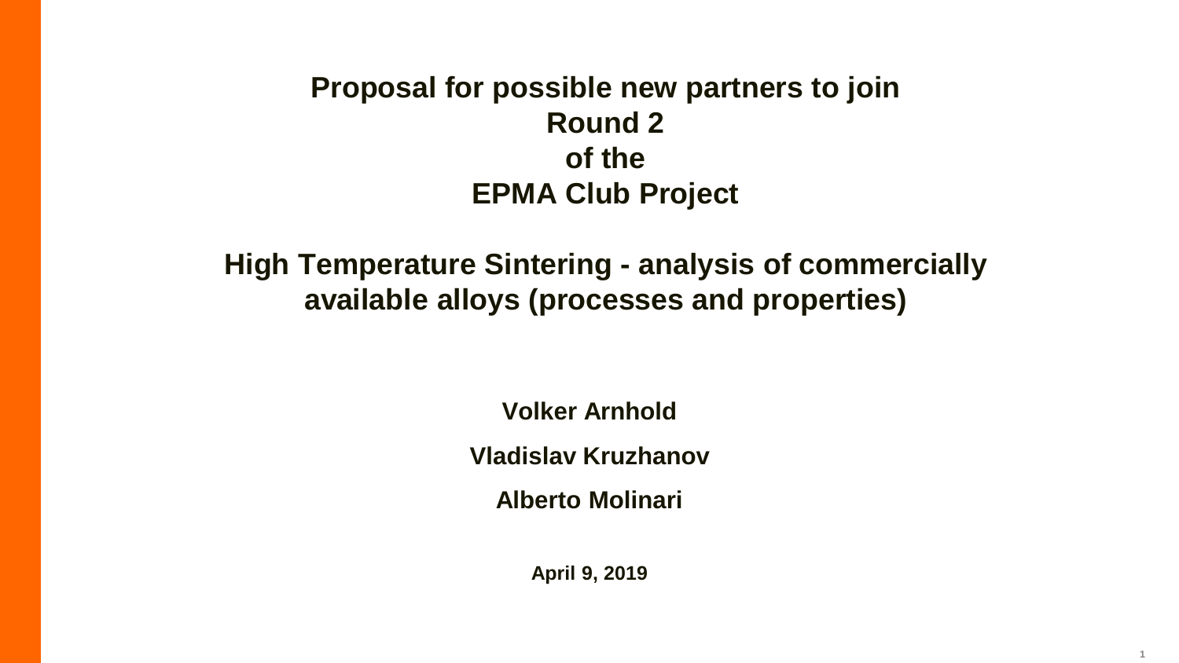# Proposal for possible new partners to join Round 2 of the EPMA Club Project

## High Temperature Sintering - analysis of commercially available alloys (processes and properties)

**Volker Arnhold**

**Vladislav Kruzhanov**

**Alberto Molinari**

**April 9, 2019**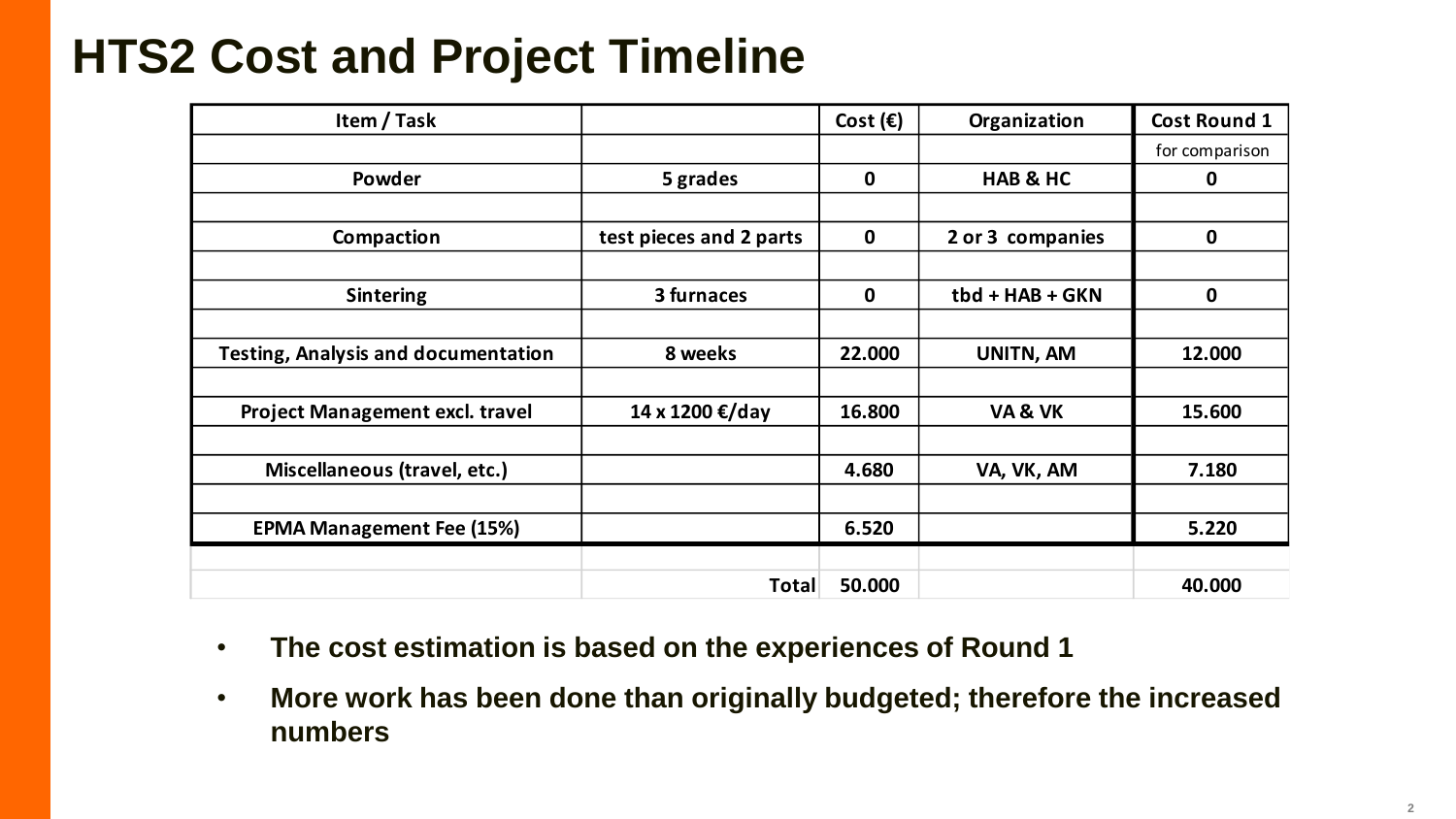# HTS2 Cost and Project Timeline

| Item / Task | | Cost (€) | Organization | Cost Round 1 |
|---|---|---|---|---|
| | | | | for comparison |
| Powder | 5 grades | 0 | HAB & HC | 0 |
| | | | | |
| Compaction | test pieces and 2 parts | 0 | 2 or 3 companies | 0 |
| | | | | |
| Sintering | 3 furnaces | 0 | tbd + HAB + GKN | 0 |
| | | | | |
| Testing, Analysis and documentation | 8 weeks | 22.000 | UNITN, AM | 12.000 |
| | | | | |
| Project Management excl. travel | 14 x 1200 €/day | 16.800 | VA & VK | 15.600 |
| | | | | |
| Miscellaneous (travel, etc.) | | 4.680 | VA, VK, AM | 7.180 |
| | | | | |
| EPMA Management Fee (15%) | | 6.520 | | 5.220 |
| | | | | |
| | Total | 50.000 | | 40.000 |

- **The cost estimation is based on the experiences of Round 1**
- **More work has been done than originally budgeted; therefore the increased numbers**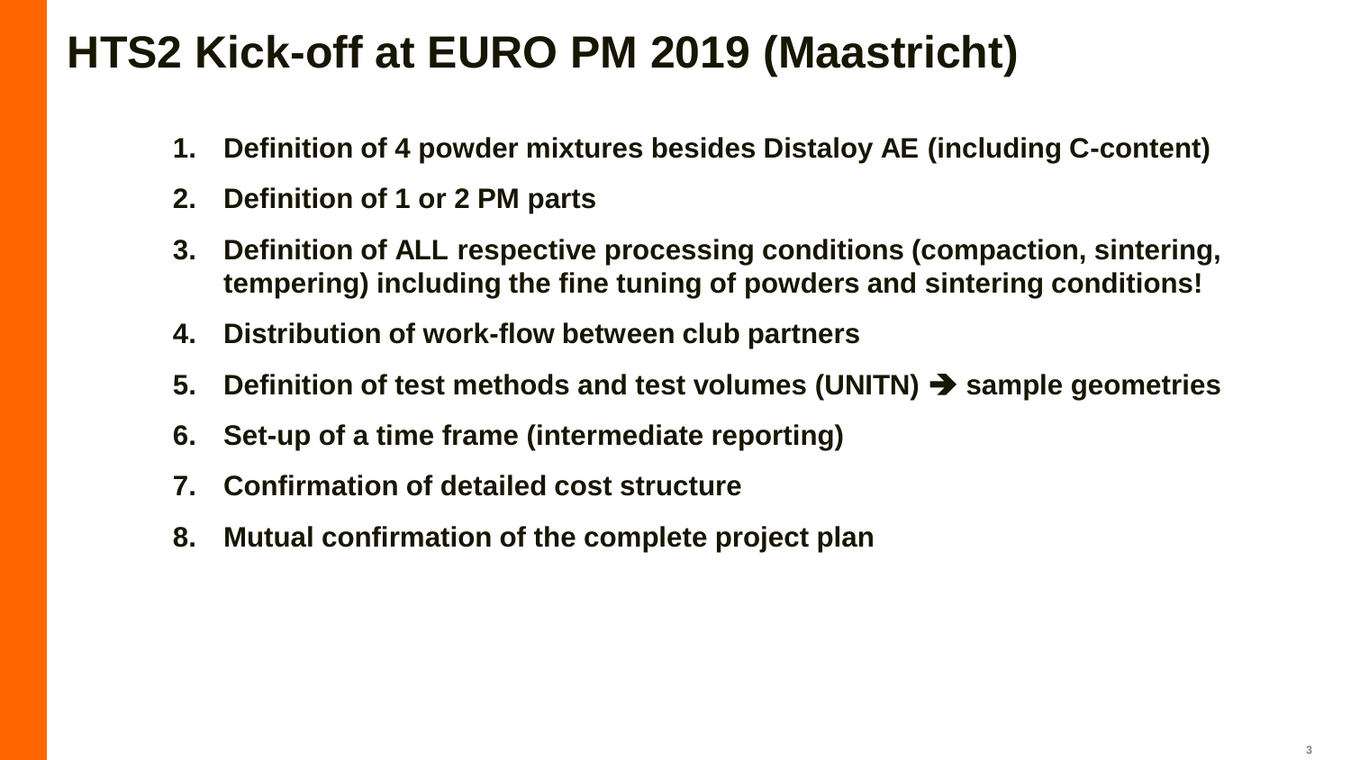# HTS2 Kick-off at EURO PM 2019 (Maastricht)

1. **Definition of 4 powder mixtures besides Distaloy AE (including C-content)**
2. **Definition of 1 or 2 PM parts**
3. **Definition of ALL respective processing conditions (compaction, sintering, tempering) including the fine tuning of powders and sintering conditions!**
4. **Distribution of work-flow between club partners**
5. **Definition of test methods and test volumes (UNITN) ➔ sample geometries**
6. **Set-up of a time frame (intermediate reporting)**
7. **Confirmation of detailed cost structure**
8. **Mutual confirmation of the complete project plan**